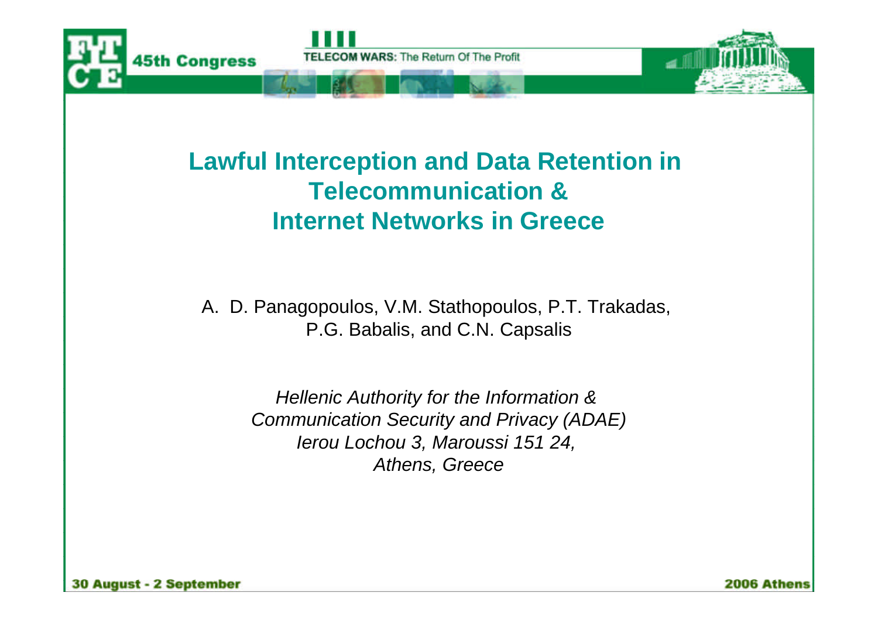# Lawful Interception and Data Retention in Telecommunication & Internet Networks in Greece

A. D. Panagopoulos, V.M. Stathopoulos, P.T. Trakadas, P.G. Babalis, and C.N. Capsalis

*Hellenic Authority for the Information & Communication Security and Privacy (ADAE)*
*Ierou Lochou 3, Maroussi 151 24,*
*Athens, Greece*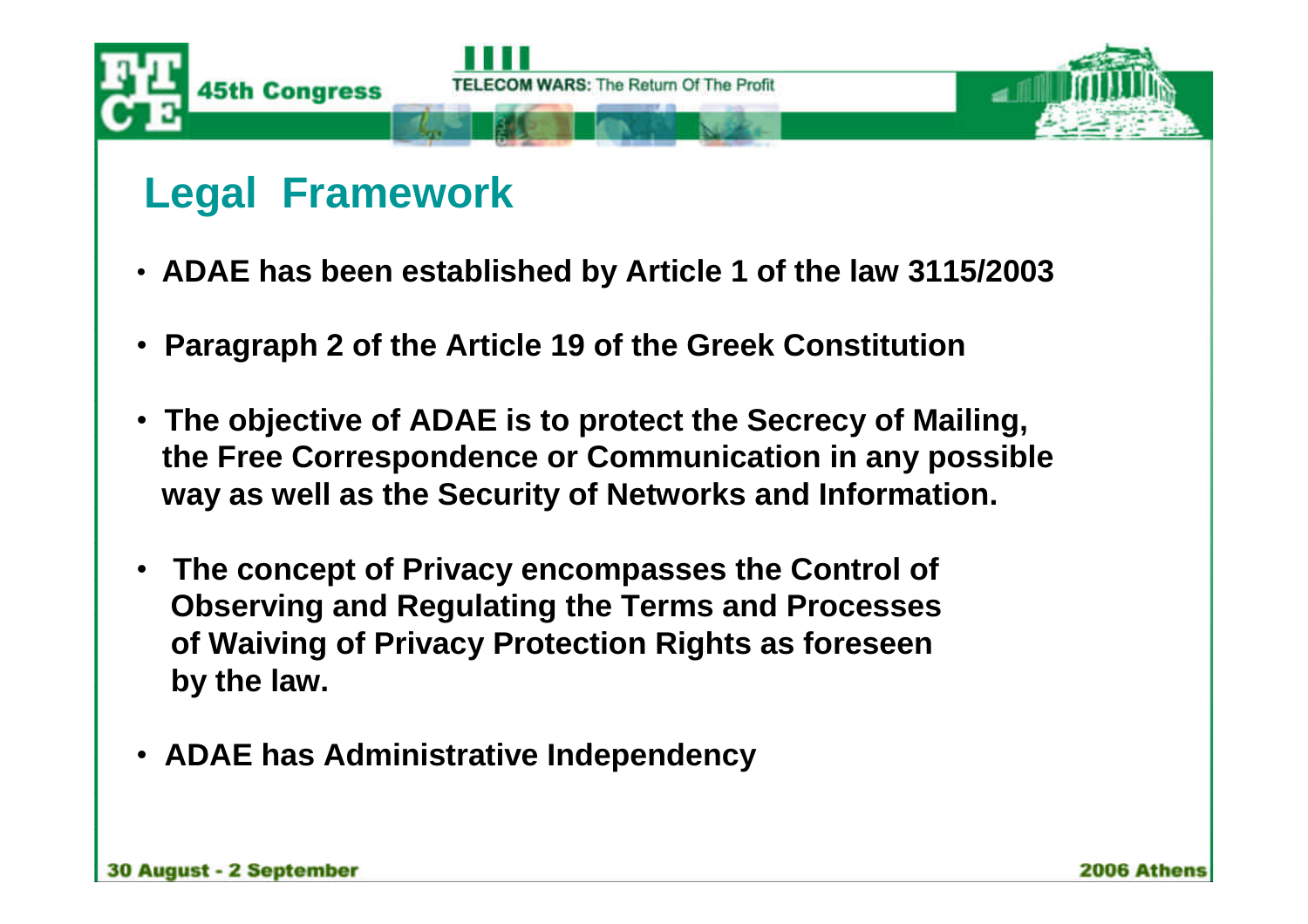## Legal Framework

- **ADAE has been established by Article 1 of the law 3115/2003**
- **Paragraph 2 of the Article 19 of the Greek Constitution**
- **The objective of ADAE is to protect the Secrecy of Mailing, the Free Correspondence or Communication in any possible way as well as the Security of Networks and Information.**
- **The concept of Privacy encompasses the Control of Observing and Regulating the Terms and Processes of Waiving of Privacy Protection Rights as foreseen by the law.**
- **ADAE has Administrative Independency**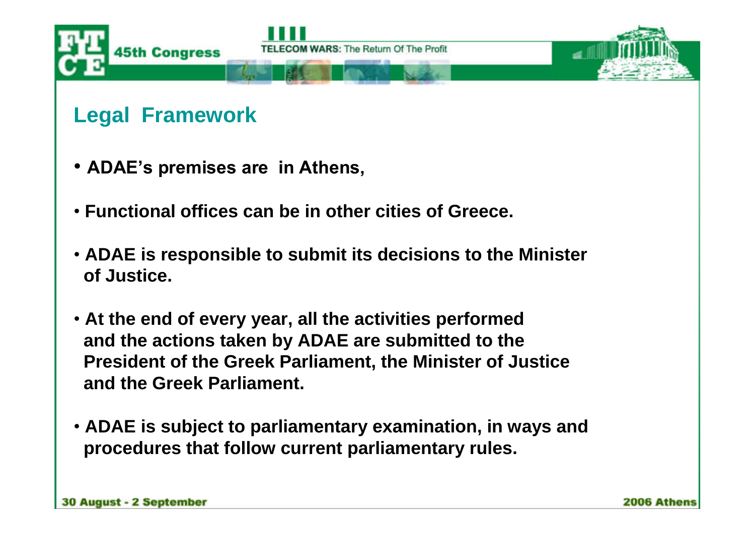## Legal Framework

- **ADAE's premises are in Athens,**
- **Functional offices can be in other cities of Greece.**
- **ADAE is responsible to submit its decisions to the Minister of Justice.**
- **At the end of every year, all the activities performed and the actions taken by ADAE are submitted to the President of the Greek Parliament, the Minister of Justice and the Greek Parliament.**
- **ADAE is subject to parliamentary examination, in ways and procedures that follow current parliamentary rules.**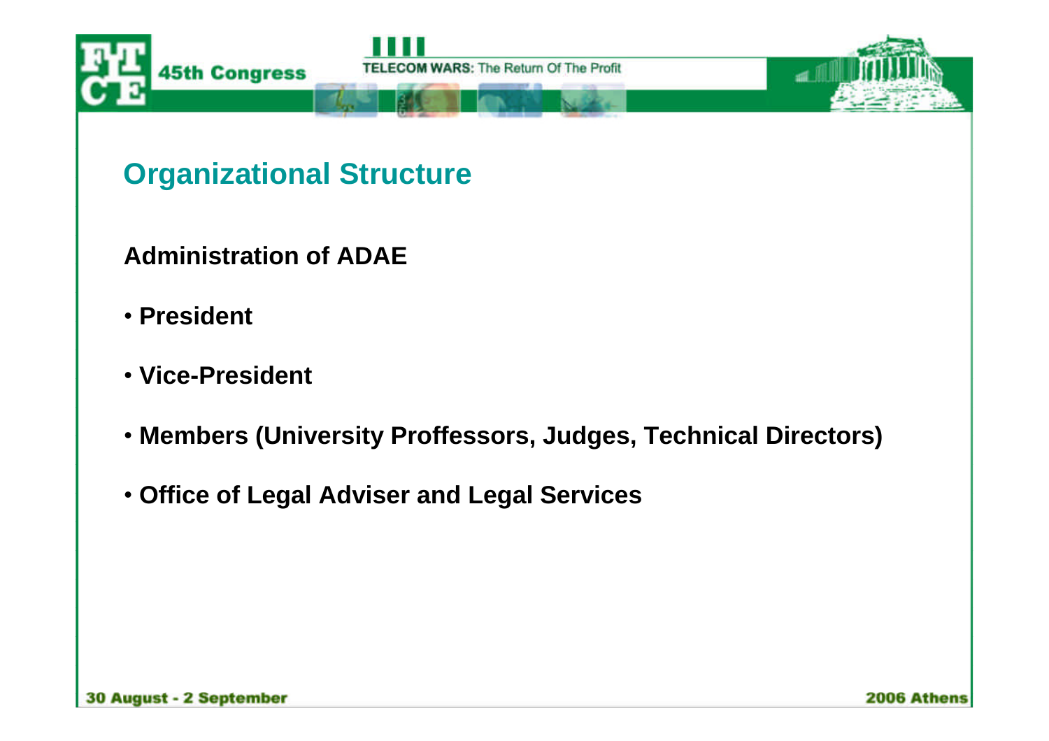## Organizational Structure

**Administration of ADAE**

- **President**
- **Vice-President**
- **Members (University Proffessors, Judges, Technical Directors)**
- **Office of Legal Adviser and Legal Services**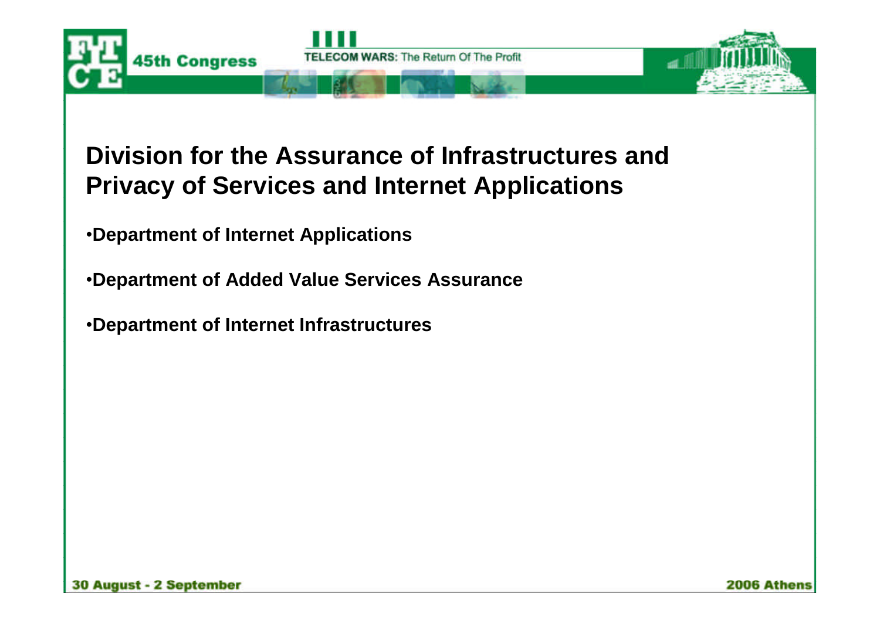## Division for the Assurance of Infrastructures and Privacy of Services and Internet Applications

- **Department of Internet Applications**
- **Department of Added Value Services Assurance**
- **Department of Internet Infrastructures**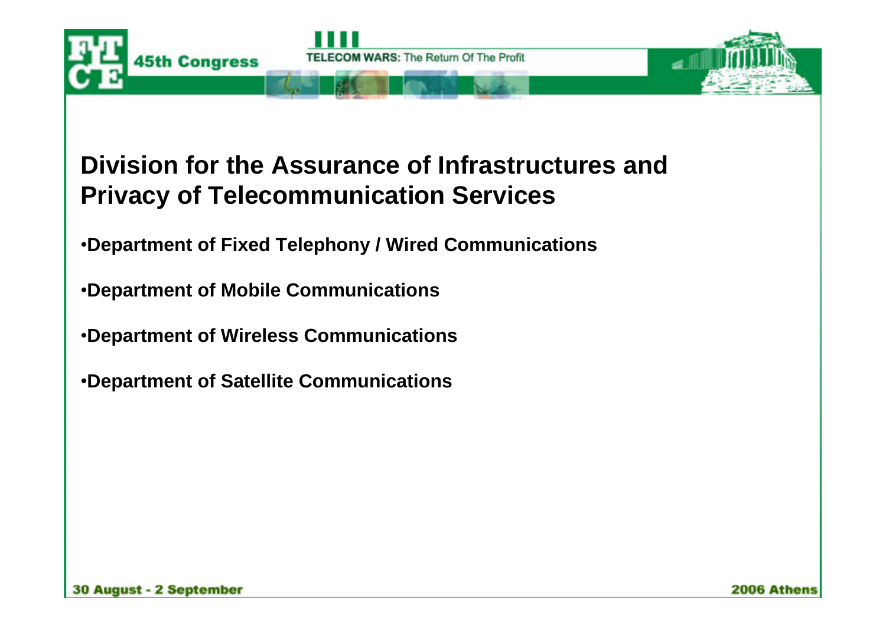## Division for the Assurance of Infrastructures and Privacy of Telecommunication Services

- Department of Fixed Telephony / Wired Communications
- Department of Mobile Communications
- Department of Wireless Communications
- Department of Satellite Communications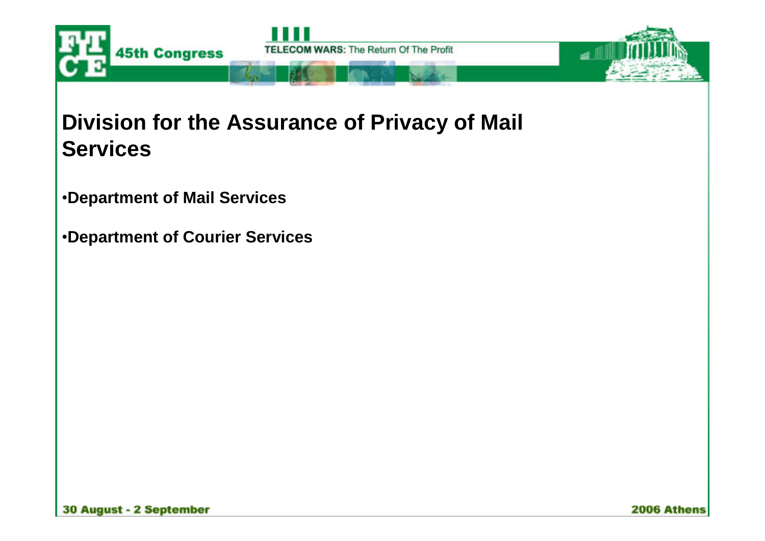## Division for the Assurance of Privacy of Mail Services

- **Department of Mail Services**
- **Department of Courier Services**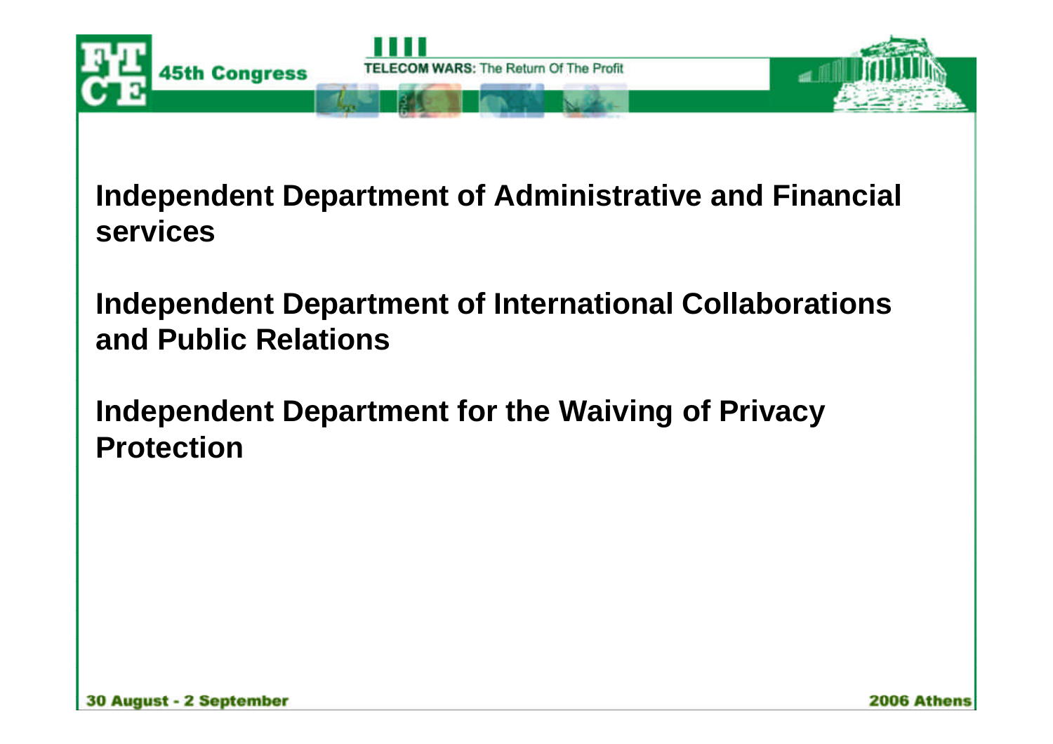**Independent Department of Administrative and Financial services**

**Independent Department of International Collaborations and Public Relations**

**Independent Department for the Waiving of Privacy Protection**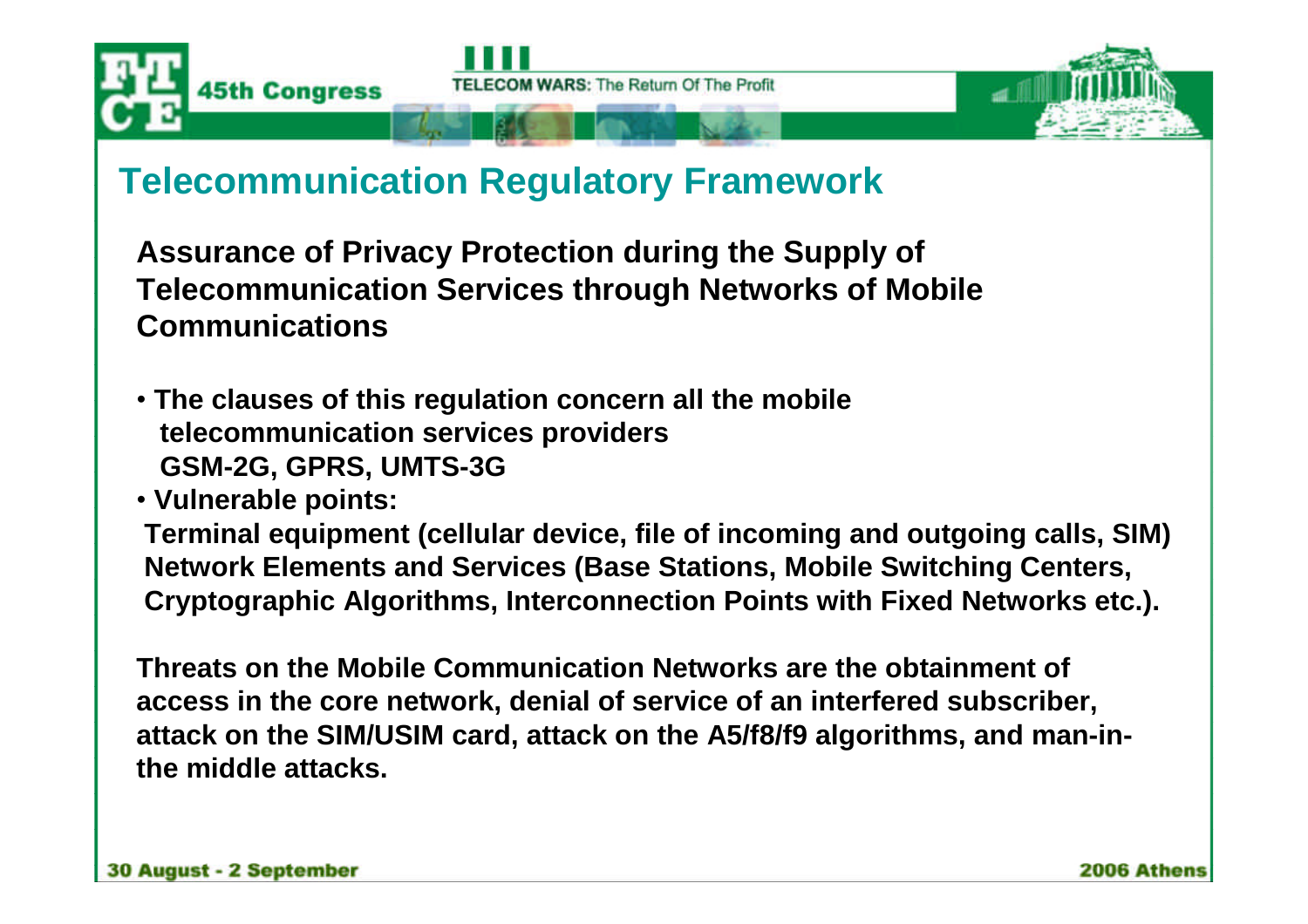# Telecommunication Regulatory Framework

**Assurance of Privacy Protection during the Supply of Telecommunication Services through Networks of Mobile Communications**

- **The clauses of this regulation concern all the mobile telecommunication services providers GSM-2G, GPRS, UMTS-3G**
- **Vulnerable points:**
  **Terminal equipment (cellular device, file of incoming and outgoing calls, SIM)**
  **Network Elements and Services (Base Stations, Mobile Switching Centers, Cryptographic Algorithms, Interconnection Points with Fixed Networks etc.).**

**Threats on the Mobile Communication Networks are the obtainment of access in the core network, denial of service of an interfered subscriber, attack on the SIM/USIM card, attack on the A5/f8/f9 algorithms, and man-in-the middle attacks.**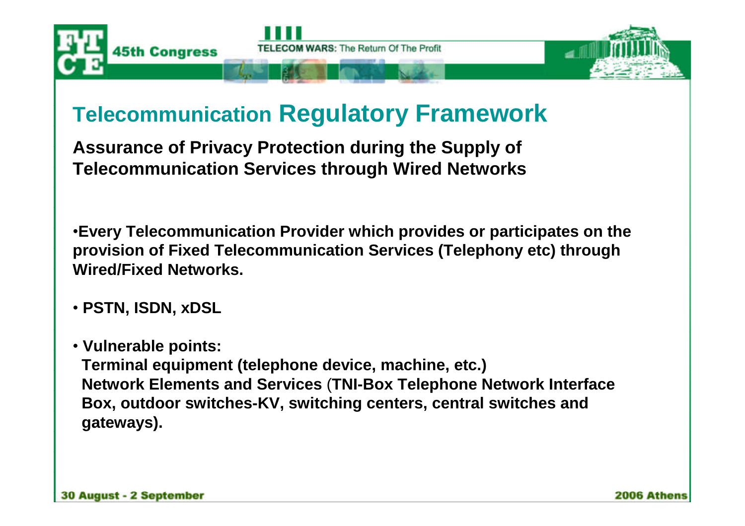# Telecommunication Regulatory Framework

**Assurance of Privacy Protection during the Supply of Telecommunication Services through Wired Networks**

- **Every Telecommunication Provider which provides or participates on the provision of Fixed Telecommunication Services (Telephony etc) through Wired/Fixed Networks.**

- **PSTN, ISDN, xDSL**

- **Vulnerable points:**
  **Terminal equipment (telephone device, machine, etc.)**
  **Network Elements and Services (TNI-Box Telephone Network Interface Box, outdoor switches-KV, switching centers, central switches and gateways).**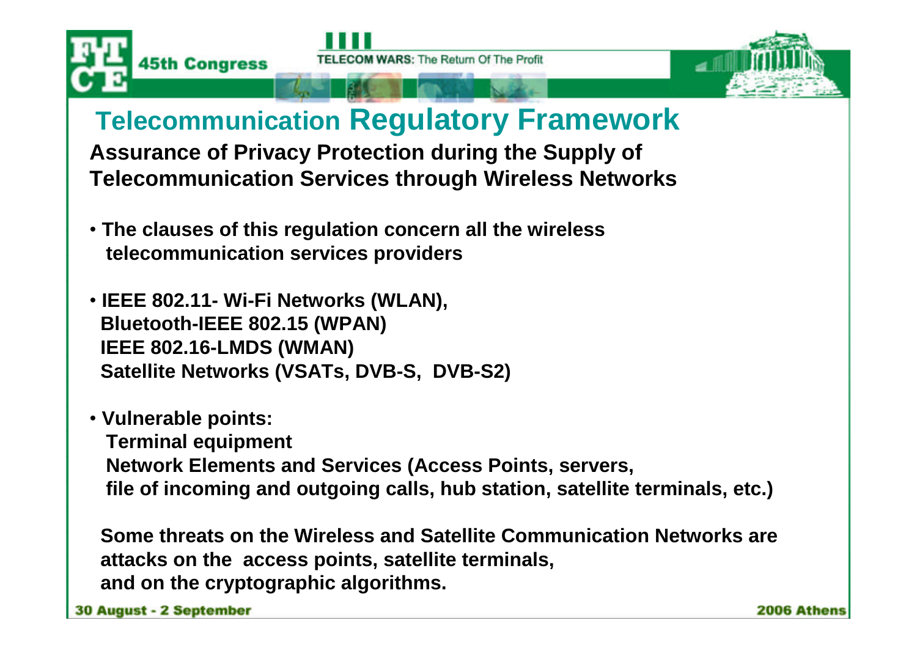# Telecommunication Regulatory Framework

**Assurance of Privacy Protection during the Supply of Telecommunication Services through Wireless Networks**

- **The clauses of this regulation concern all the wireless telecommunication services providers**
- **IEEE 802.11- Wi-Fi Networks (WLAN),**
  **Bluetooth-IEEE 802.15 (WPAN)**
  **IEEE 802.16-LMDS (WMAN)**
  **Satellite Networks (VSATs, DVB-S, DVB-S2)**
- **Vulnerable points:**
  **Terminal equipment**
  **Network Elements and Services (Access Points, servers, file of incoming and outgoing calls, hub station, satellite terminals, etc.)**

**Some threats on the Wireless and Satellite Communication Networks are attacks on the access points, satellite terminals, and on the cryptographic algorithms.**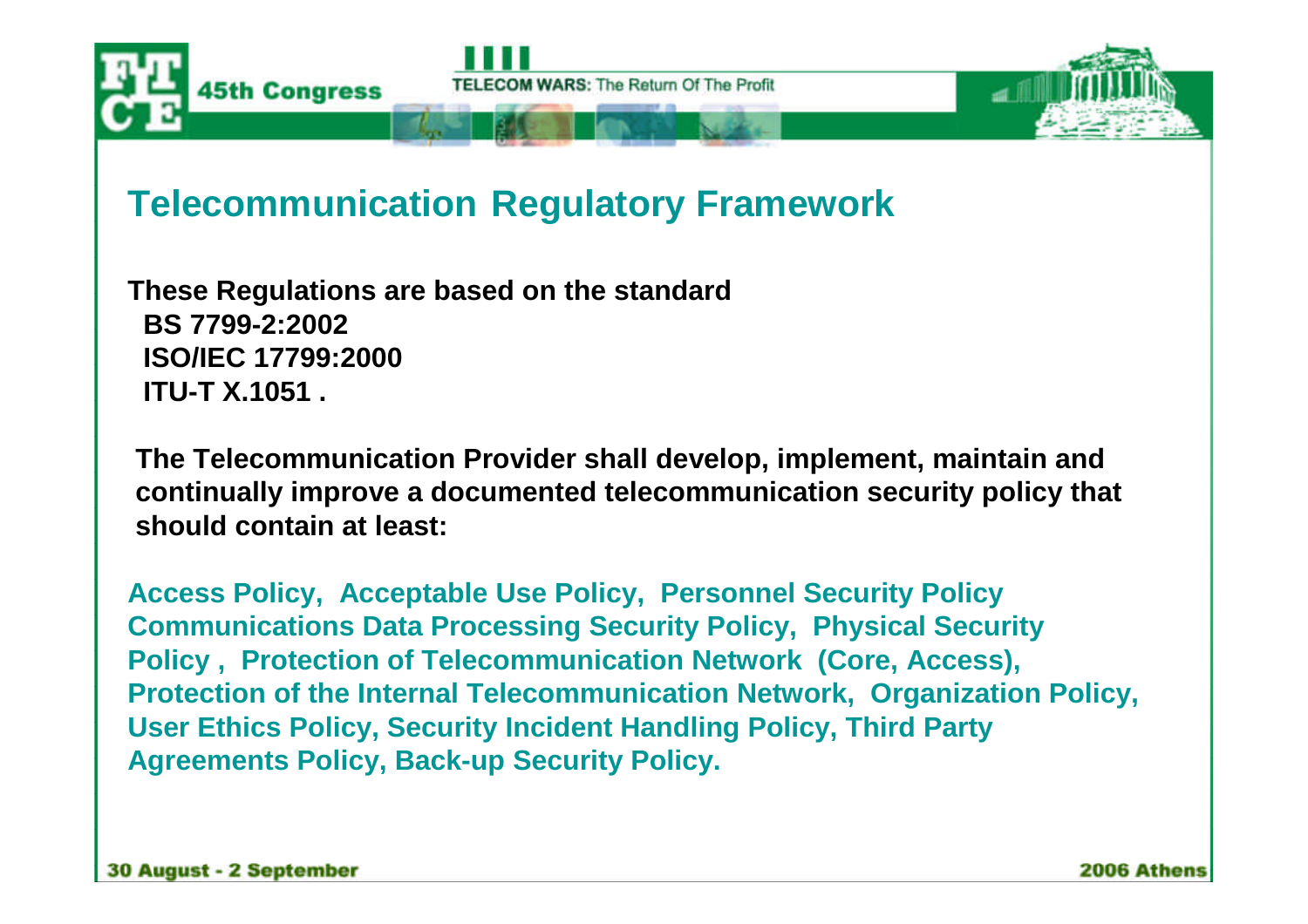## Telecommunication Regulatory Framework

**These Regulations are based on the standard**
**BS 7799-2:2002**
**ISO/IEC 17799:2000**
**ITU-T X.1051 .**

**The Telecommunication Provider shall develop, implement, maintain and continually improve a documented telecommunication security policy that should contain at least:**

**Access Policy, Acceptable Use Policy, Personnel Security Policy Communications Data Processing Security Policy, Physical Security Policy , Protection of Telecommunication Network (Core, Access), Protection of the Internal Telecommunication Network, Organization Policy, User Ethics Policy, Security Incident Handling Policy, Third Party Agreements Policy, Back-up Security Policy.**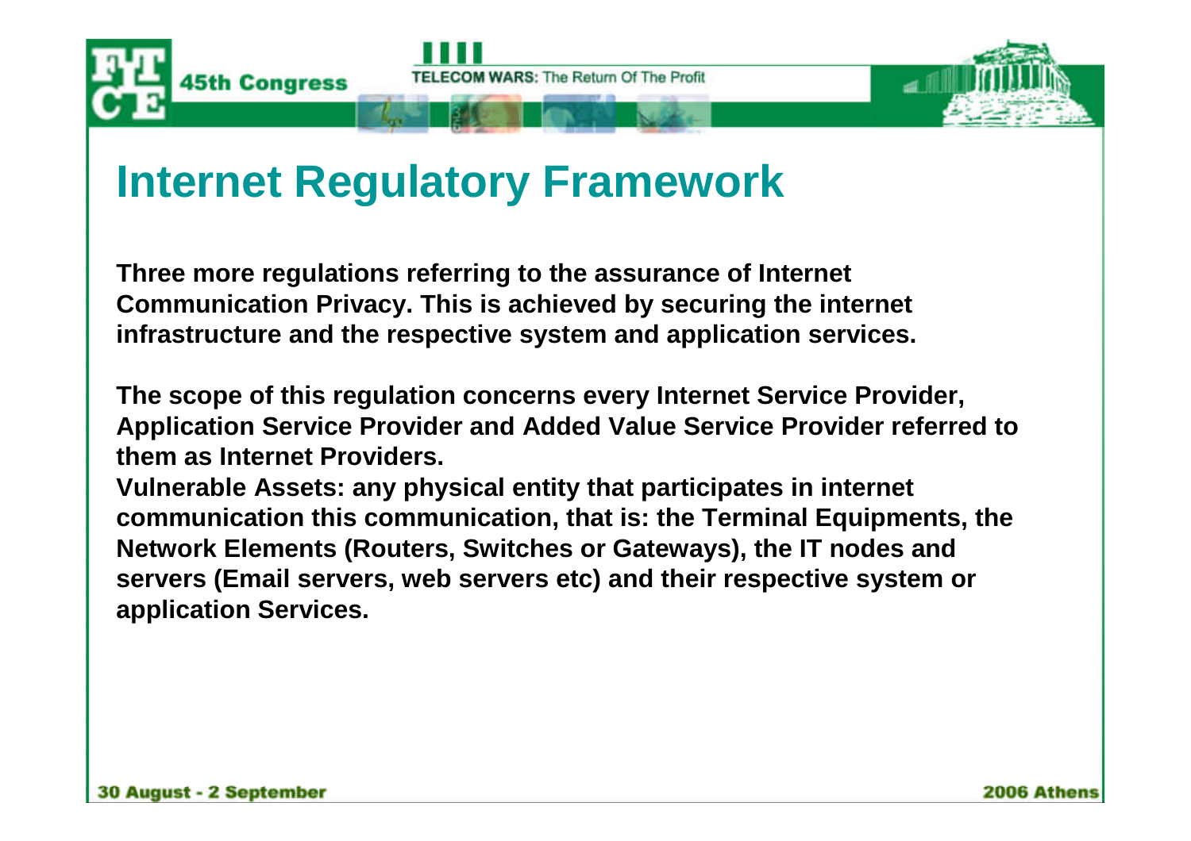# Internet Regulatory Framework

**Three more regulations referring to the assurance of Internet Communication Privacy. This is achieved by securing the internet infrastructure and the respective system and application services.**

**The scope of this regulation concerns every Internet Service Provider, Application Service Provider and Added Value Service Provider referred to them as Internet Providers.**

**Vulnerable Assets: any physical entity that participates in internet communication this communication, that is: the Terminal Equipments, the Network Elements (Routers, Switches or Gateways), the IT nodes and servers (Email servers, web servers etc) and their respective system or application Services.**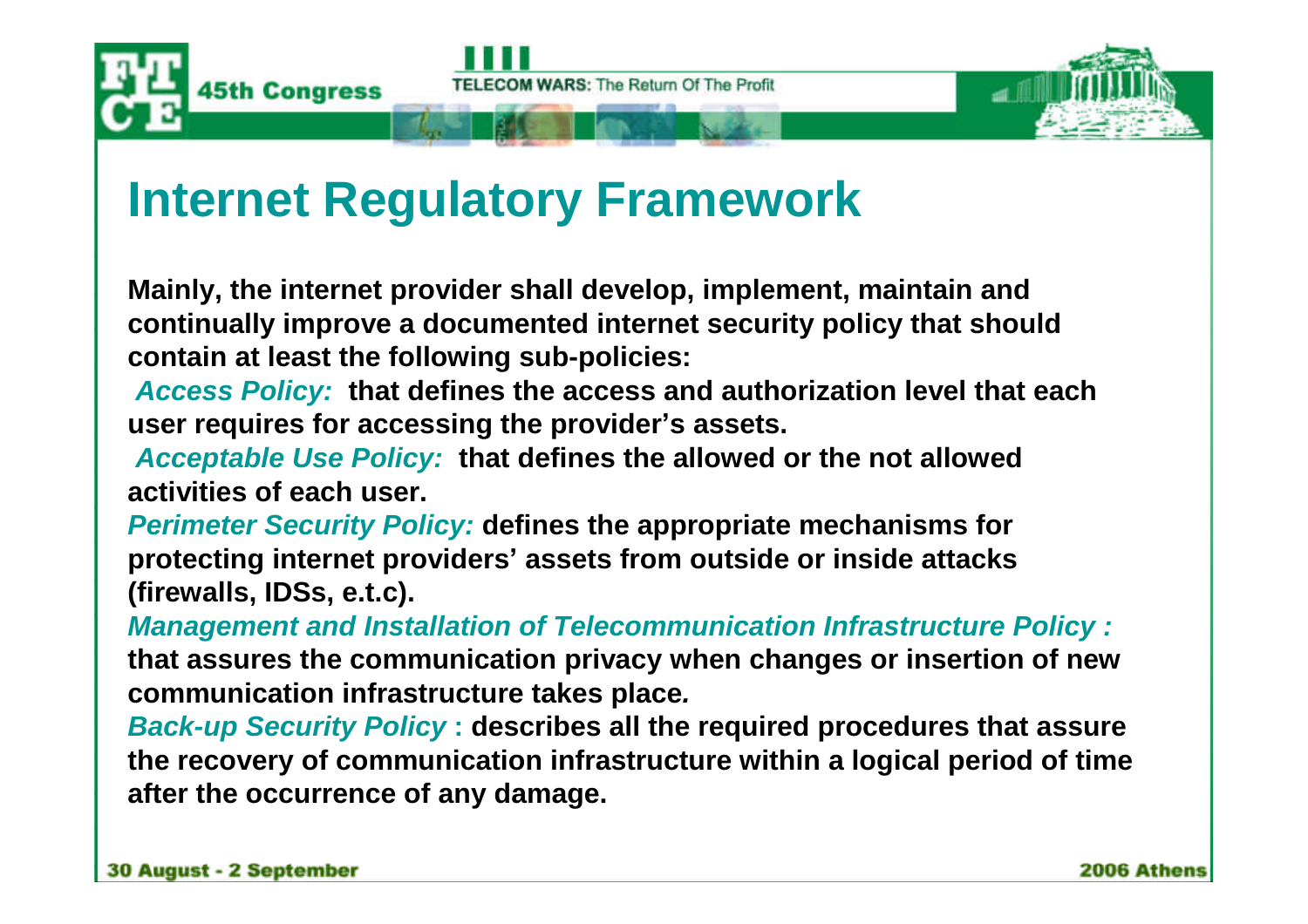# Internet Regulatory Framework

**Mainly, the internet provider shall develop, implement, maintain and continually improve a documented internet security policy that should contain at least the following sub-policies:**

***Access Policy:*** **that defines the access and authorization level that each user requires for accessing the provider's assets.**

***Acceptable Use Policy:*** **that defines the allowed or the not allowed activities of each user.**

***Perimeter Security Policy:*** **defines the appropriate mechanisms for protecting internet providers' assets from outside or inside attacks (firewalls, IDSs, e.t.c).**

***Management and Installation of Telecommunication Infrastructure Policy :*** **that assures the communication privacy when changes or insertion of new communication infrastructure takes place.**

***Back-up Security Policy*** **: describes all the required procedures that assure the recovery of communication infrastructure within a logical period of time after the occurrence of any damage.**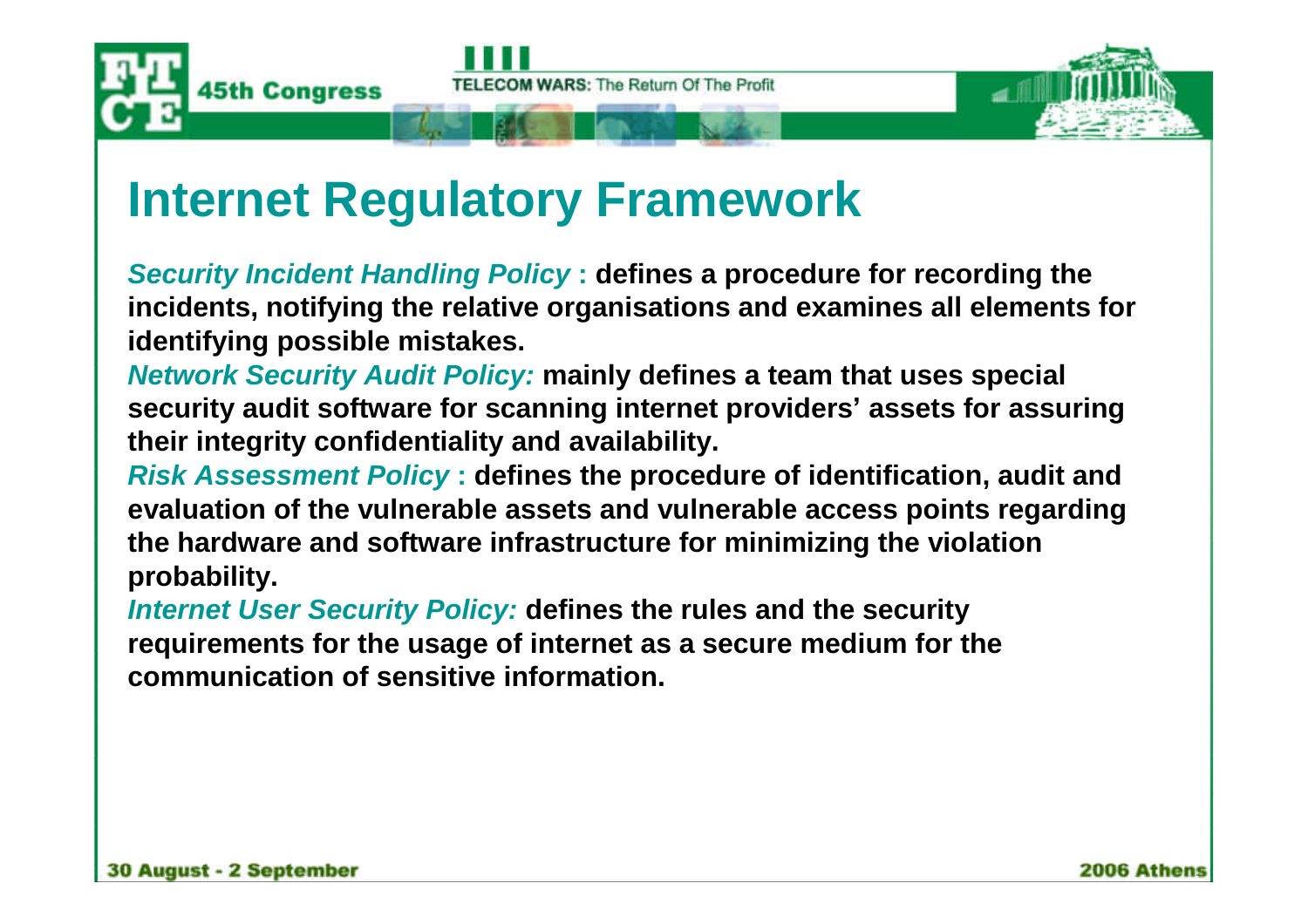# Internet Regulatory Framework

***Security Incident Handling Policy*** **: defines a procedure for recording the incidents, notifying the relative organisations and examines all elements for identifying possible mistakes.**

***Network Security Audit Policy:*** **mainly defines a team that uses special security audit software for scanning internet providers' assets for assuring their integrity confidentiality and availability.**

***Risk Assessment Policy*** **: defines the procedure of identification, audit and evaluation of the vulnerable assets and vulnerable access points regarding the hardware and software infrastructure for minimizing the violation probability.**

***Internet User Security Policy:*** **defines the rules and the security requirements for the usage of internet as a secure medium for the communication of sensitive information.**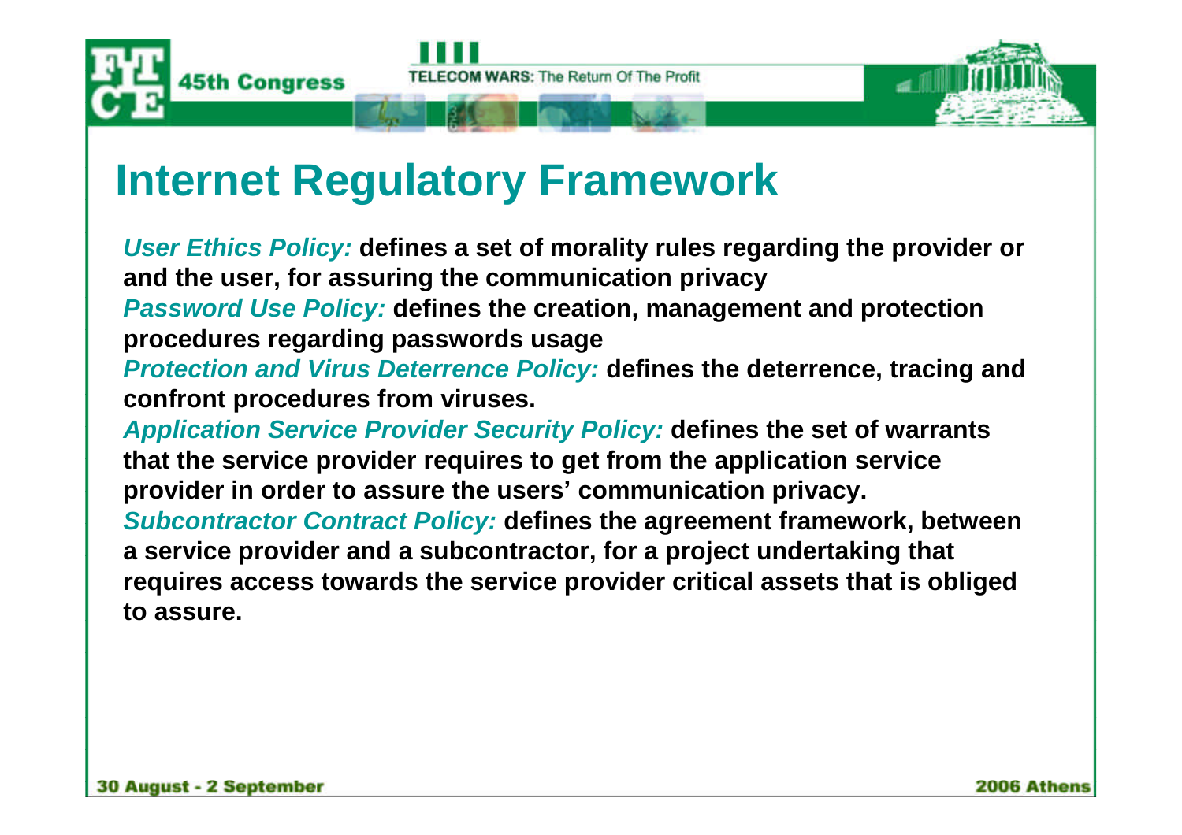# Internet Regulatory Framework

*User Ethics Policy:* **defines a set of morality rules regarding the provider or and the user, for assuring the communication privacy**

*Password Use Policy:* **defines the creation, management and protection procedures regarding passwords usage**

*Protection and Virus Deterrence Policy:* **defines the deterrence, tracing and confront procedures from viruses.**

*Application Service Provider Security Policy:* **defines the set of warrants that the service provider requires to get from the application service provider in order to assure the users' communication privacy.**

*Subcontractor Contract Policy:* **defines the agreement framework, between a service provider and a subcontractor, for a project undertaking that requires access towards the service provider critical assets that is obliged to assure.**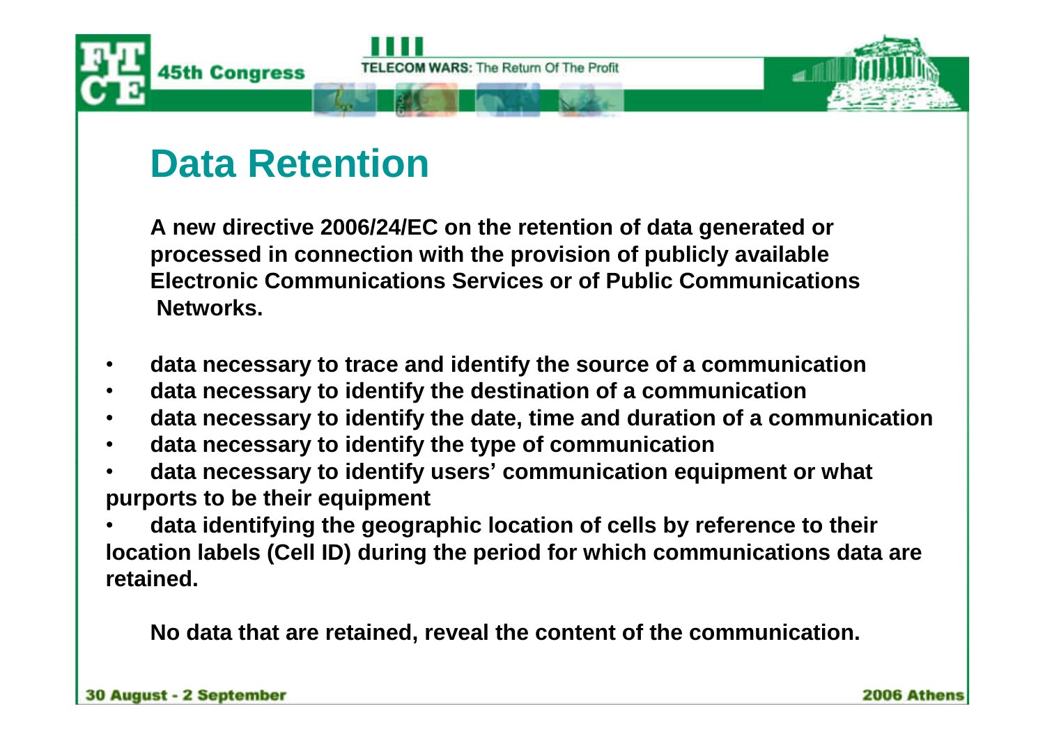# Data Retention

**A new directive 2006/24/EC on the retention of data generated or processed in connection with the provision of publicly available Electronic Communications Services or of Public Communications Networks.**

- **data necessary to trace and identify the source of a communication**
- **data necessary to identify the destination of a communication**
- **data necessary to identify the date, time and duration of a communication**
- **data necessary to identify the type of communication**
- **data necessary to identify users' communication equipment or what purports to be their equipment**
- **data identifying the geographic location of cells by reference to their location labels (Cell ID) during the period for which communications data are retained.**

**No data that are retained, reveal the content of the communication.**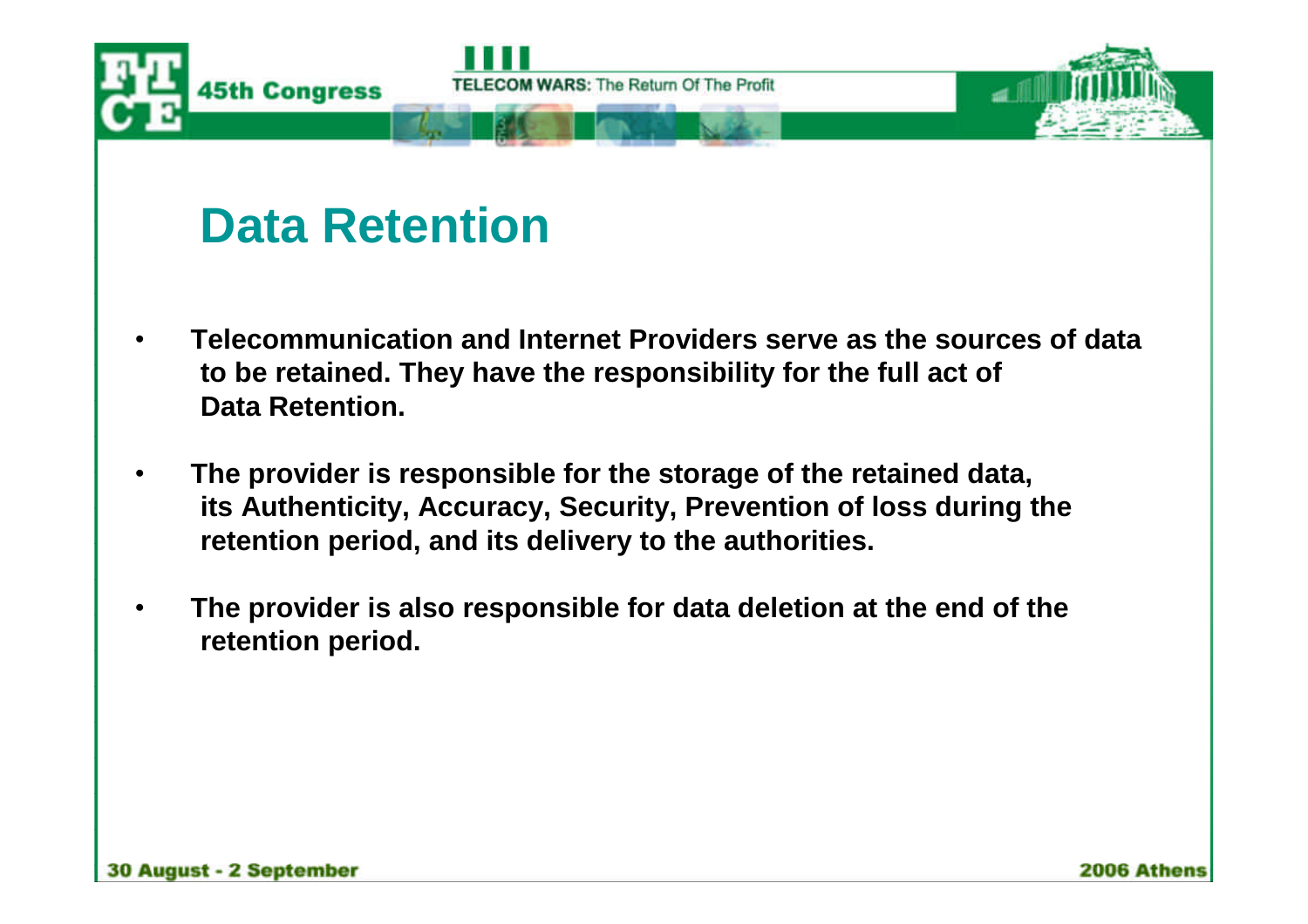# Data Retention

- **Telecommunication and Internet Providers serve as the sources of data to be retained. They have the responsibility for the full act of Data Retention.**
- **The provider is responsible for the storage of the retained data, its Authenticity, Accuracy, Security, Prevention of loss during the retention period, and its delivery to the authorities.**
- **The provider is also responsible for data deletion at the end of the retention period.**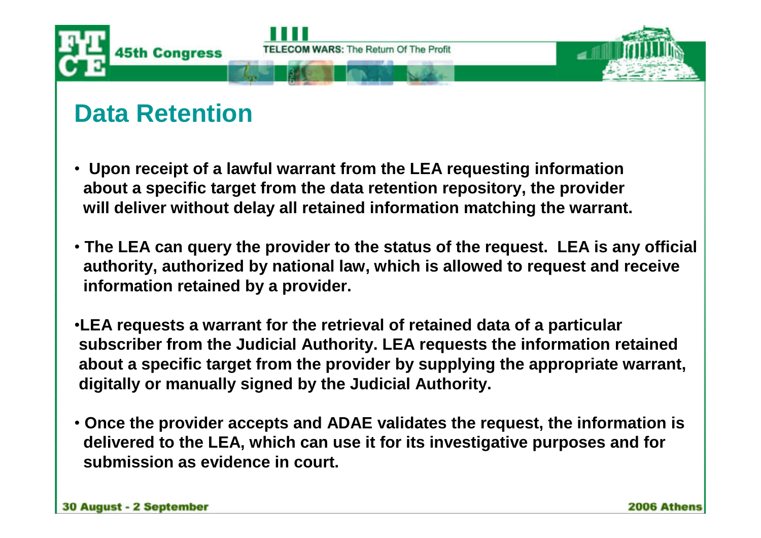## Data Retention

- Upon receipt of a lawful warrant from the LEA requesting information about a specific target from the data retention repository, the provider will deliver without delay all retained information matching the warrant.
- The LEA can query the provider to the status of the request. LEA is any official authority, authorized by national law, which is allowed to request and receive information retained by a provider.
- LEA requests a warrant for the retrieval of retained data of a particular subscriber from the Judicial Authority. LEA requests the information retained about a specific target from the provider by supplying the appropriate warrant, digitally or manually signed by the Judicial Authority.
- Once the provider accepts and ADAE validates the request, the information is delivered to the LEA, which can use it for its investigative purposes and for submission as evidence in court.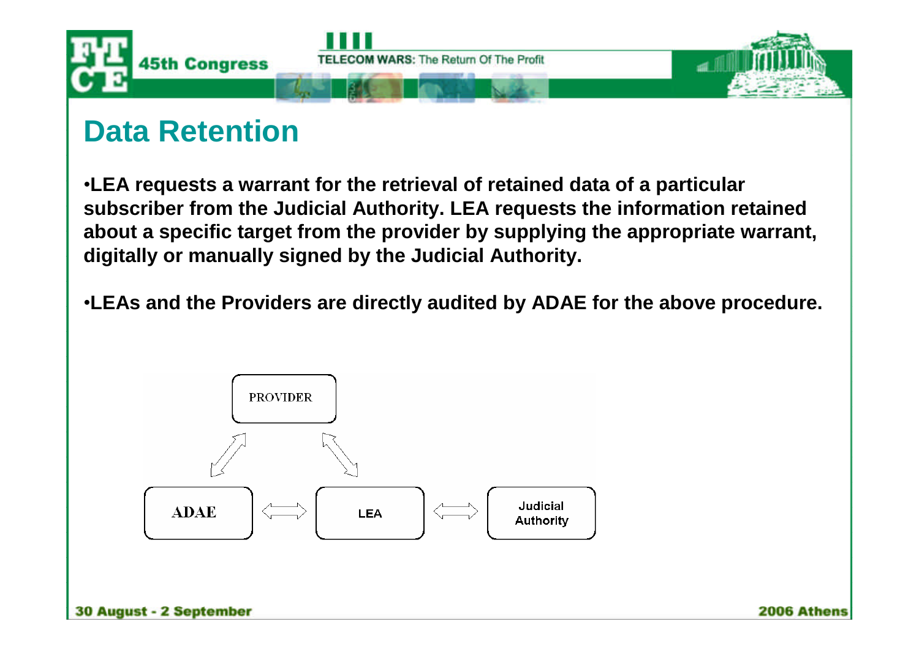# Data Retention

- **LEA requests a warrant for the retrieval of retained data of a particular subscriber from the Judicial Authority. LEA requests the information retained about a specific target from the provider by supplying the appropriate warrant, digitally or manually signed by the Judicial Authority.**

- **LEAs and the Providers are directly audited by ADAE for the above procedure.**

PROVIDER

ADAE ⟺ LEA ⟺ Judicial Authority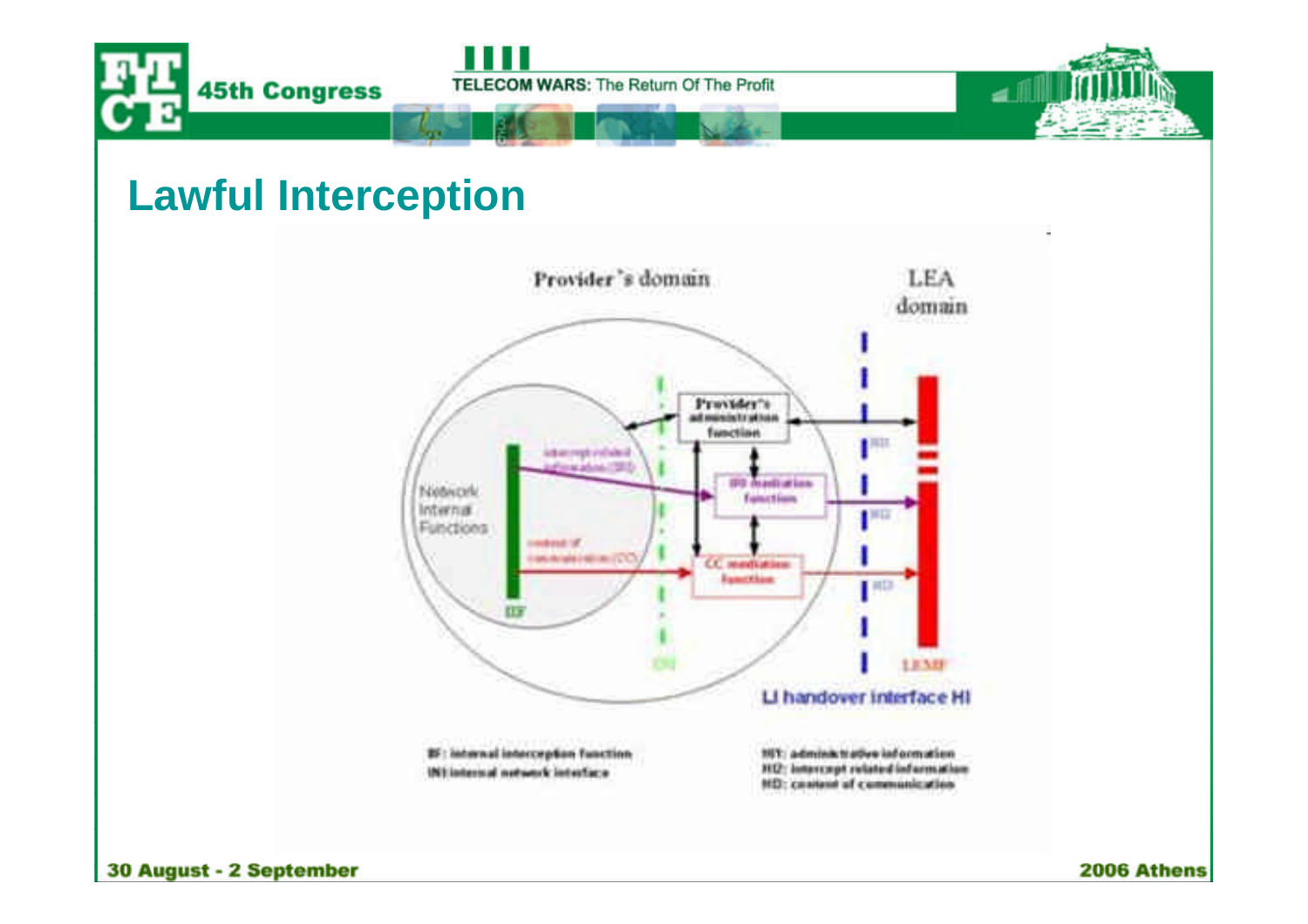# Lawful Interception

Provider's domain

LEA domain

Provider's administration function

Network Internal Functions

intercept related information (IRI)

IRI mediation function

content of communication (CC)

CC mediation function

IIF

INI

HI1

HI2

HI3

LEMF

LI handover interface HI

IIF: internal interception function
INI: internal network interface

HI1: administrative information
HI2: intercept related information
HI3: content of communication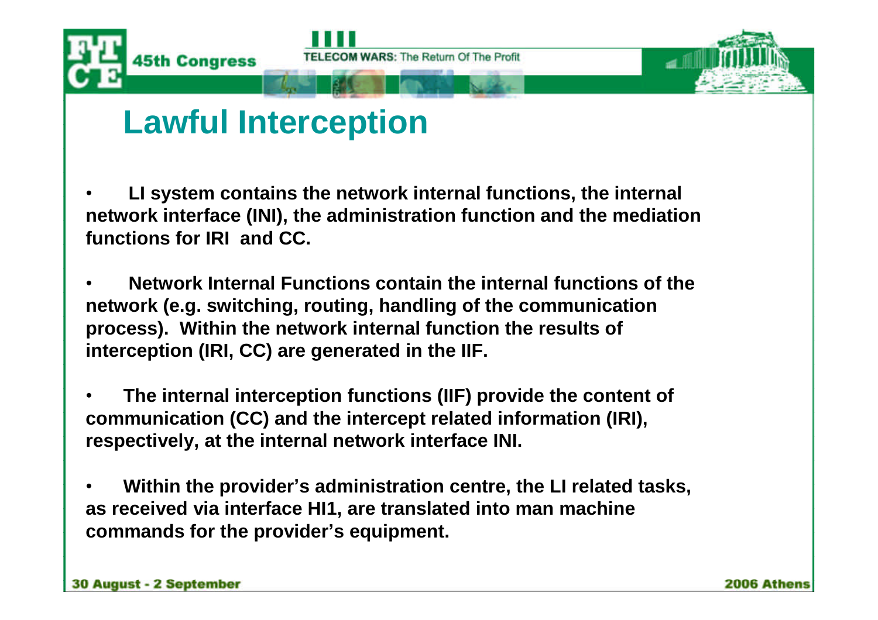# Lawful Interception

- **LI system contains the network internal functions, the internal network interface (INI), the administration function and the mediation functions for IRI and CC.**

- **Network Internal Functions contain the internal functions of the network (e.g. switching, routing, handling of the communication process). Within the network internal function the results of interception (IRI, CC) are generated in the IIF.**

- **The internal interception functions (IIF) provide the content of communication (CC) and the intercept related information (IRI), respectively, at the internal network interface INI.**

- **Within the provider's administration centre, the LI related tasks, as received via interface HI1, are translated into man machine commands for the provider's equipment.**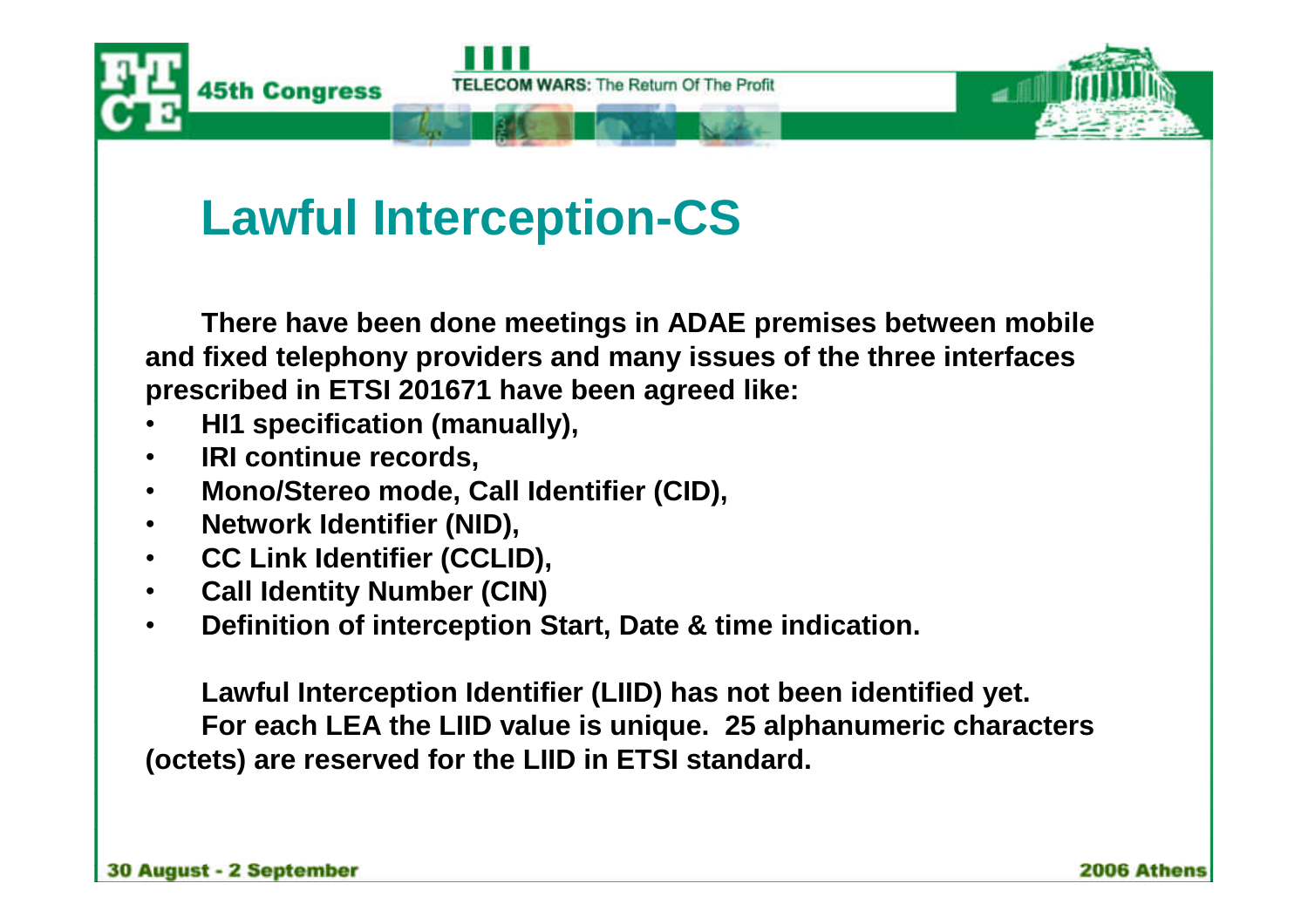# Lawful Interception-CS

**There have been done meetings in ADAE premises between mobile and fixed telephony providers and many issues of the three interfaces prescribed in ETSI 201671 have been agreed like:**

- **HI1 specification (manually),**
- **IRI continue records,**
- **Mono/Stereo mode, Call Identifier (CID),**
- **Network Identifier (NID),**
- **CC Link Identifier (CCLID),**
- **Call Identity Number (CIN)**
- **Definition of interception Start, Date & time indication.**

**Lawful Interception Identifier (LIID) has not been identified yet.**
**For each LEA the LIID value is unique. 25 alphanumeric characters (octets) are reserved for the LIID in ETSI standard.**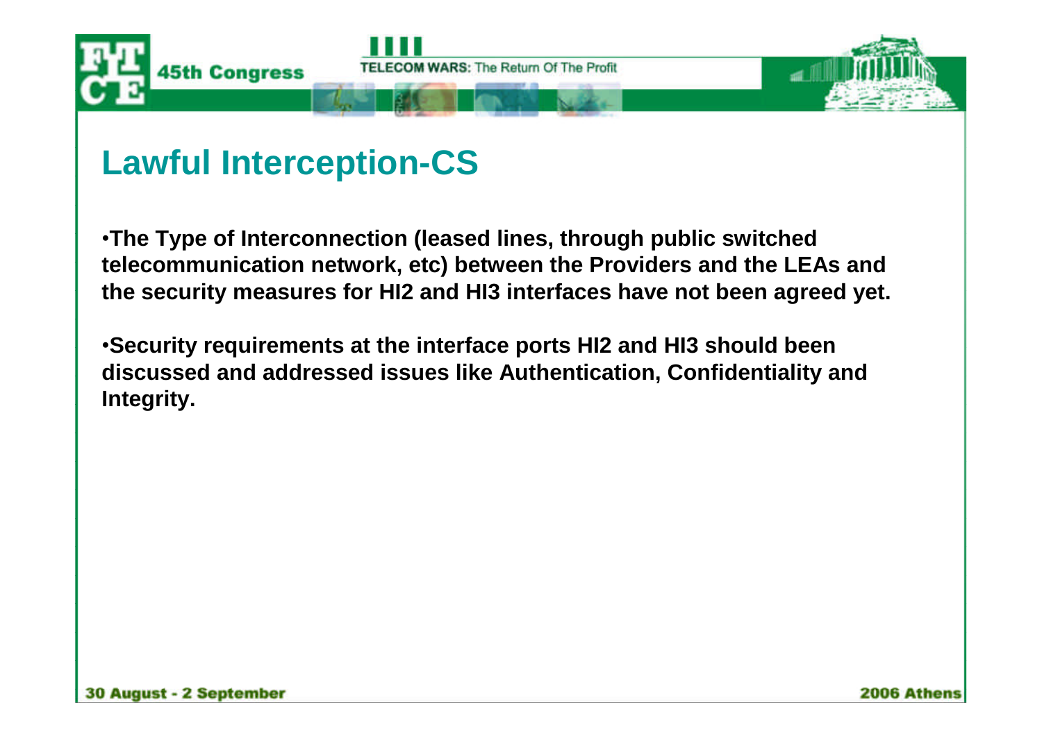## Lawful Interception-CS

- **The Type of Interconnection (leased lines, through public switched telecommunication network, etc) between the Providers and the LEAs and the security measures for HI2 and HI3 interfaces have not been agreed yet.**

- **Security requirements at the interface ports HI2 and HI3 should been discussed and addressed issues like Authentication, Confidentiality and Integrity.**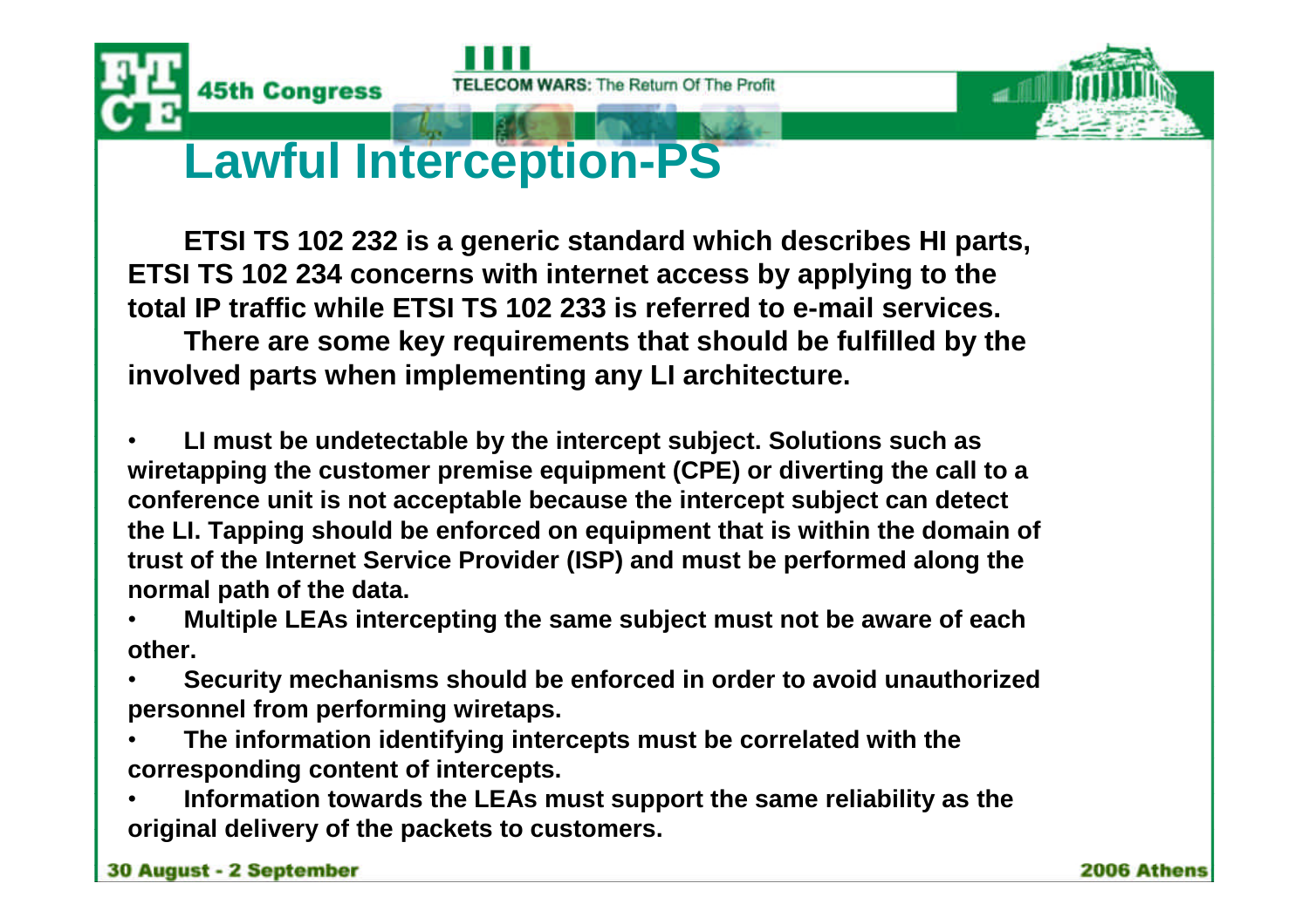# Lawful Interception-PS

**ETSI TS 102 232 is a generic standard which describes HI parts, ETSI TS 102 234 concerns with internet access by applying to the total IP traffic while ETSI TS 102 233 is referred to e-mail services.**

**There are some key requirements that should be fulfilled by the involved parts when implementing any LI architecture.**

- **LI must be undetectable by the intercept subject. Solutions such as wiretapping the customer premise equipment (CPE) or diverting the call to a conference unit is not acceptable because the intercept subject can detect the LI. Tapping should be enforced on equipment that is within the domain of trust of the Internet Service Provider (ISP) and must be performed along the normal path of the data.**
- **Multiple LEAs intercepting the same subject must not be aware of each other.**
- **Security mechanisms should be enforced in order to avoid unauthorized personnel from performing wiretaps.**
- **The information identifying intercepts must be correlated with the corresponding content of intercepts.**
- **Information towards the LEAs must support the same reliability as the original delivery of the packets to customers.**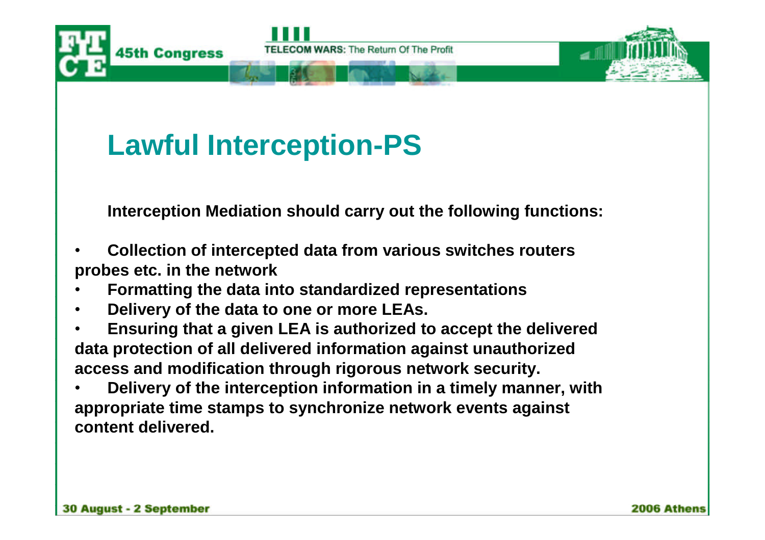# Lawful Interception-PS

**Interception Mediation should carry out the following functions:**

- **Collection of intercepted data from various switches routers probes etc. in the network**
- **Formatting the data into standardized representations**
- **Delivery of the data to one or more LEAs.**
- **Ensuring that a given LEA is authorized to accept the delivered data protection of all delivered information against unauthorized access and modification through rigorous network security.**
- **Delivery of the interception information in a timely manner, with appropriate time stamps to synchronize network events against content delivered.**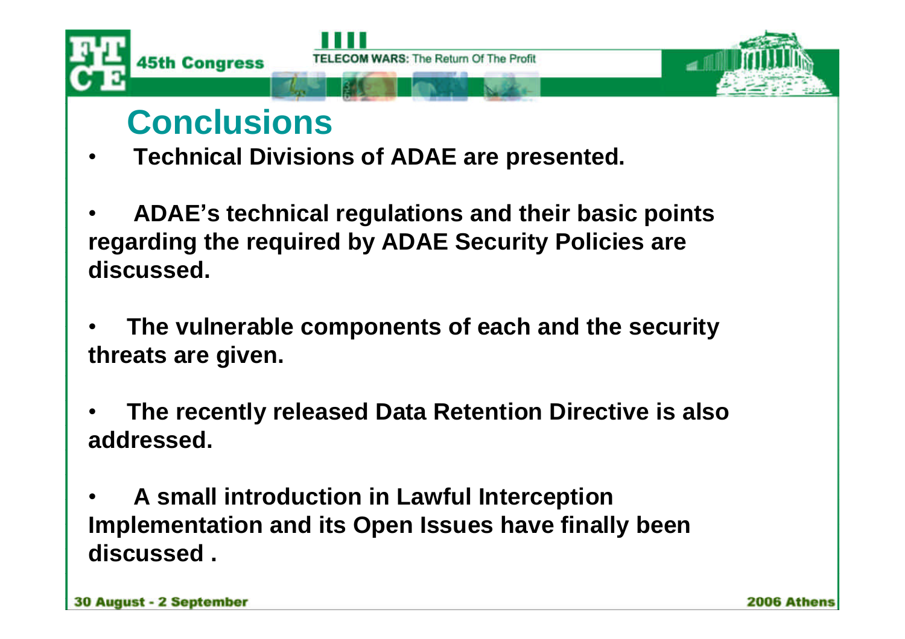## Conclusions

- **Technical Divisions of ADAE are presented.**
- **ADAE's technical regulations and their basic points regarding the required by ADAE Security Policies are discussed.**
- **The vulnerable components of each and the security threats are given.**
- **The recently released Data Retention Directive is also addressed.**
- **A small introduction in Lawful Interception Implementation and its Open Issues have finally been discussed .**